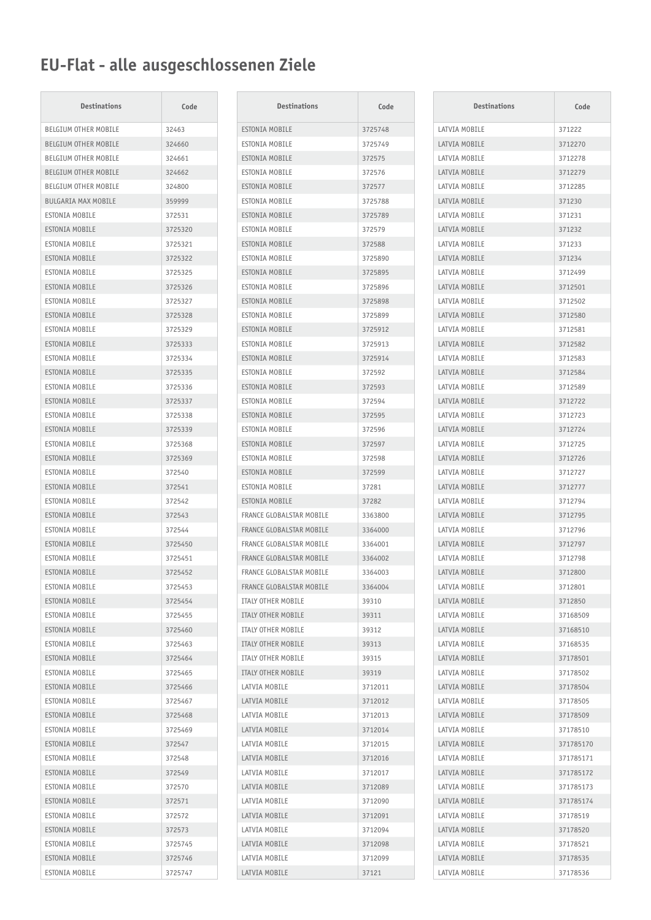# EU-Flat - alle ausgeschlossenen Ziele

| Destinations | Code |
|---|---|
| BELGIUM OTHER MOBILE | 32463 |
| BELGIUM OTHER MOBILE | 324660 |
| BELGIUM OTHER MOBILE | 324661 |
| BELGIUM OTHER MOBILE | 324662 |
| BELGIUM OTHER MOBILE | 324800 |
| BULGARIA MAX MOBILE | 359999 |
| ESTONIA MOBILE | 372531 |
| ESTONIA MOBILE | 3725320 |
| ESTONIA MOBILE | 3725321 |
| ESTONIA MOBILE | 3725322 |
| ESTONIA MOBILE | 3725325 |
| ESTONIA MOBILE | 3725326 |
| ESTONIA MOBILE | 3725327 |
| ESTONIA MOBILE | 3725328 |
| ESTONIA MOBILE | 3725329 |
| ESTONIA MOBILE | 3725333 |
| ESTONIA MOBILE | 3725334 |
| ESTONIA MOBILE | 3725335 |
| ESTONIA MOBILE | 3725336 |
| ESTONIA MOBILE | 3725337 |
| ESTONIA MOBILE | 3725338 |
| ESTONIA MOBILE | 3725339 |
| ESTONIA MOBILE | 3725368 |
| ESTONIA MOBILE | 3725369 |
| ESTONIA MOBILE | 372540 |
| ESTONIA MOBILE | 372541 |
| ESTONIA MOBILE | 372542 |
| ESTONIA MOBILE | 372543 |
| ESTONIA MOBILE | 372544 |
| ESTONIA MOBILE | 3725450 |
| ESTONIA MOBILE | 3725451 |
| ESTONIA MOBILE | 3725452 |
| ESTONIA MOBILE | 3725453 |
| ESTONIA MOBILE | 3725454 |
| ESTONIA MOBILE | 3725455 |
| ESTONIA MOBILE | 3725460 |
| ESTONIA MOBILE | 3725463 |
| ESTONIA MOBILE | 3725464 |
| ESTONIA MOBILE | 3725465 |
| ESTONIA MOBILE | 3725466 |
| ESTONIA MOBILE | 3725467 |
| ESTONIA MOBILE | 3725468 |
| ESTONIA MOBILE | 3725469 |
| ESTONIA MOBILE | 372547 |
| ESTONIA MOBILE | 372548 |
| ESTONIA MOBILE | 372549 |
| ESTONIA MOBILE | 372570 |
| ESTONIA MOBILE | 372571 |
| ESTONIA MOBILE | 372572 |
| ESTONIA MOBILE | 372573 |
| ESTONIA MOBILE | 3725745 |
| ESTONIA MOBILE | 3725746 |
| ESTONIA MOBILE | 3725747 |

| Destinations | Code |
|---|---|
| ESTONIA MOBILE | 3725748 |
| ESTONIA MOBILE | 3725749 |
| ESTONIA MOBILE | 372575 |
| ESTONIA MOBILE | 372576 |
| ESTONIA MOBILE | 372577 |
| ESTONIA MOBILE | 3725788 |
| ESTONIA MOBILE | 3725789 |
| ESTONIA MOBILE | 372579 |
| ESTONIA MOBILE | 372588 |
| ESTONIA MOBILE | 3725890 |
| ESTONIA MOBILE | 3725895 |
| ESTONIA MOBILE | 3725896 |
| ESTONIA MOBILE | 3725898 |
| ESTONIA MOBILE | 3725899 |
| ESTONIA MOBILE | 3725912 |
| ESTONIA MOBILE | 3725913 |
| ESTONIA MOBILE | 3725914 |
| ESTONIA MOBILE | 372592 |
| ESTONIA MOBILE | 372593 |
| ESTONIA MOBILE | 372594 |
| ESTONIA MOBILE | 372595 |
| ESTONIA MOBILE | 372596 |
| ESTONIA MOBILE | 372597 |
| ESTONIA MOBILE | 372598 |
| ESTONIA MOBILE | 372599 |
| ESTONIA MOBILE | 37281 |
| ESTONIA MOBILE | 37282 |
| FRANCE GLOBALSTAR MOBILE | 3363800 |
| FRANCE GLOBALSTAR MOBILE | 3364000 |
| FRANCE GLOBALSTAR MOBILE | 3364001 |
| FRANCE GLOBALSTAR MOBILE | 3364002 |
| FRANCE GLOBALSTAR MOBILE | 3364003 |
| FRANCE GLOBALSTAR MOBILE | 3364004 |
| ITALY OTHER MOBILE | 39310 |
| ITALY OTHER MOBILE | 39311 |
| ITALY OTHER MOBILE | 39312 |
| ITALY OTHER MOBILE | 39313 |
| ITALY OTHER MOBILE | 39315 |
| ITALY OTHER MOBILE | 39319 |
| LATVIA MOBILE | 3712011 |
| LATVIA MOBILE | 3712012 |
| LATVIA MOBILE | 3712013 |
| LATVIA MOBILE | 3712014 |
| LATVIA MOBILE | 3712015 |
| LATVIA MOBILE | 3712016 |
| LATVIA MOBILE | 3712017 |
| LATVIA MOBILE | 3712089 |
| LATVIA MOBILE | 3712090 |
| LATVIA MOBILE | 3712091 |
| LATVIA MOBILE | 3712094 |
| LATVIA MOBILE | 3712098 |
| LATVIA MOBILE | 3712099 |
| LATVIA MOBILE | 37121 |

| Destinations | Code |
|---|---|
| LATVIA MOBILE | 371222 |
| LATVIA MOBILE | 3712270 |
| LATVIA MOBILE | 3712278 |
| LATVIA MOBILE | 3712279 |
| LATVIA MOBILE | 3712285 |
| LATVIA MOBILE | 371230 |
| LATVIA MOBILE | 371231 |
| LATVIA MOBILE | 371232 |
| LATVIA MOBILE | 371233 |
| LATVIA MOBILE | 371234 |
| LATVIA MOBILE | 3712499 |
| LATVIA MOBILE | 3712501 |
| LATVIA MOBILE | 3712502 |
| LATVIA MOBILE | 3712580 |
| LATVIA MOBILE | 3712581 |
| LATVIA MOBILE | 3712582 |
| LATVIA MOBILE | 3712583 |
| LATVIA MOBILE | 3712584 |
| LATVIA MOBILE | 3712589 |
| LATVIA MOBILE | 3712722 |
| LATVIA MOBILE | 3712723 |
| LATVIA MOBILE | 3712724 |
| LATVIA MOBILE | 3712725 |
| LATVIA MOBILE | 3712726 |
| LATVIA MOBILE | 3712727 |
| LATVIA MOBILE | 3712777 |
| LATVIA MOBILE | 3712794 |
| LATVIA MOBILE | 3712795 |
| LATVIA MOBILE | 3712796 |
| LATVIA MOBILE | 3712797 |
| LATVIA MOBILE | 3712798 |
| LATVIA MOBILE | 3712800 |
| LATVIA MOBILE | 3712801 |
| LATVIA MOBILE | 3712850 |
| LATVIA MOBILE | 37168509 |
| LATVIA MOBILE | 37168510 |
| LATVIA MOBILE | 37168535 |
| LATVIA MOBILE | 37178501 |
| LATVIA MOBILE | 37178502 |
| LATVIA MOBILE | 37178504 |
| LATVIA MOBILE | 37178505 |
| LATVIA MOBILE | 37178509 |
| LATVIA MOBILE | 37178510 |
| LATVIA MOBILE | 371785170 |
| LATVIA MOBILE | 371785171 |
| LATVIA MOBILE | 371785172 |
| LATVIA MOBILE | 371785173 |
| LATVIA MOBILE | 371785174 |
| LATVIA MOBILE | 37178519 |
| LATVIA MOBILE | 37178520 |
| LATVIA MOBILE | 37178521 |
| LATVIA MOBILE | 37178535 |
| LATVIA MOBILE | 37178536 |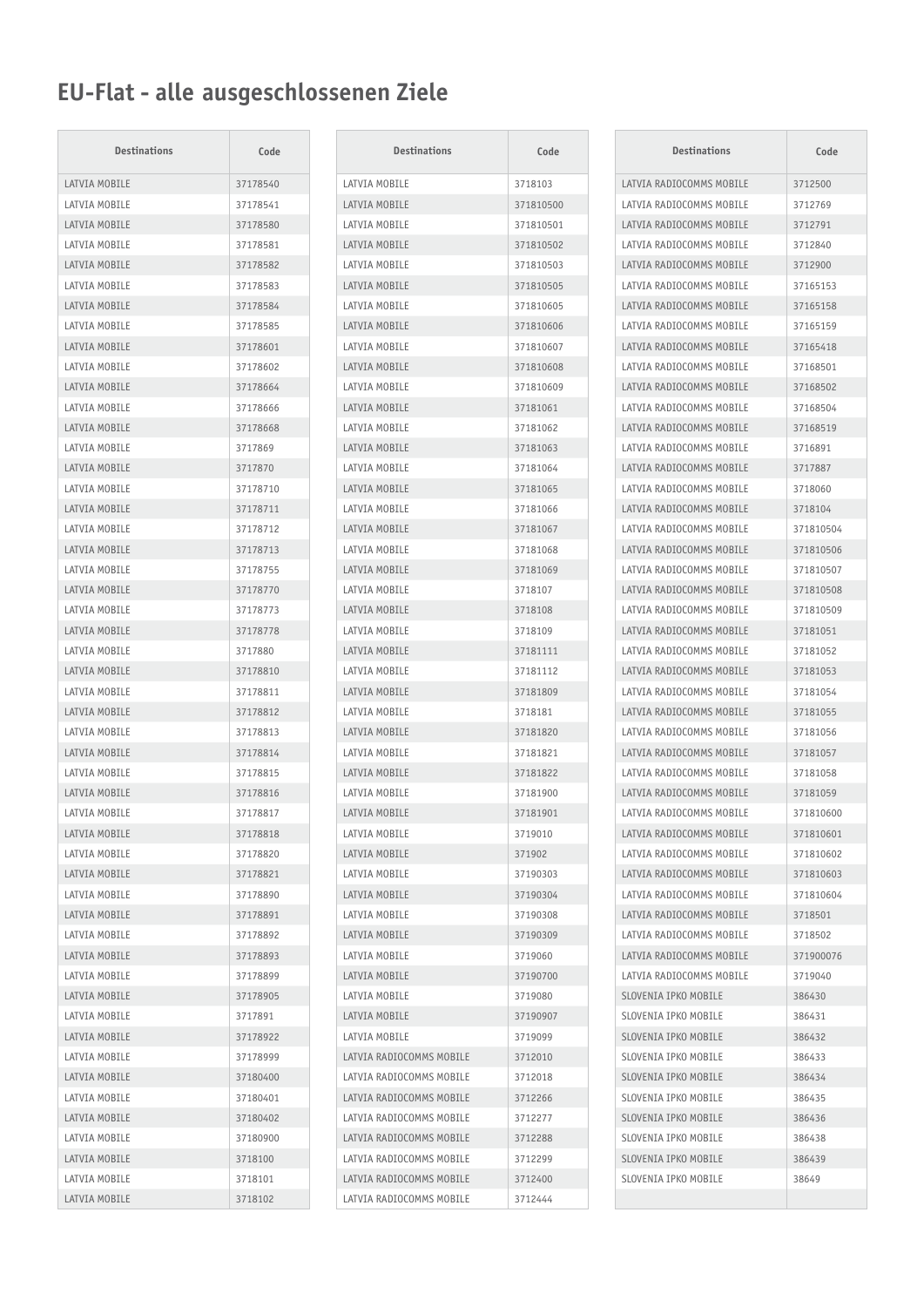# EU-Flat - alle ausgeschlossenen Ziele

| Destinations | Code |
|---|---|
| LATVIA MOBILE | 37178540 |
| LATVIA MOBILE | 37178541 |
| LATVIA MOBILE | 37178580 |
| LATVIA MOBILE | 37178581 |
| LATVIA MOBILE | 37178582 |
| LATVIA MOBILE | 37178583 |
| LATVIA MOBILE | 37178584 |
| LATVIA MOBILE | 37178585 |
| LATVIA MOBILE | 37178601 |
| LATVIA MOBILE | 37178602 |
| LATVIA MOBILE | 37178664 |
| LATVIA MOBILE | 37178666 |
| LATVIA MOBILE | 37178668 |
| LATVIA MOBILE | 3717869 |
| LATVIA MOBILE | 3717870 |
| LATVIA MOBILE | 37178710 |
| LATVIA MOBILE | 37178711 |
| LATVIA MOBILE | 37178712 |
| LATVIA MOBILE | 37178713 |
| LATVIA MOBILE | 37178755 |
| LATVIA MOBILE | 37178770 |
| LATVIA MOBILE | 37178773 |
| LATVIA MOBILE | 37178778 |
| LATVIA MOBILE | 3717880 |
| LATVIA MOBILE | 37178810 |
| LATVIA MOBILE | 37178811 |
| LATVIA MOBILE | 37178812 |
| LATVIA MOBILE | 37178813 |
| LATVIA MOBILE | 37178814 |
| LATVIA MOBILE | 37178815 |
| LATVIA MOBILE | 37178816 |
| LATVIA MOBILE | 37178817 |
| LATVIA MOBILE | 37178818 |
| LATVIA MOBILE | 37178820 |
| LATVIA MOBILE | 37178821 |
| LATVIA MOBILE | 37178890 |
| LATVIA MOBILE | 37178891 |
| LATVIA MOBILE | 37178892 |
| LATVIA MOBILE | 37178893 |
| LATVIA MOBILE | 37178899 |
| LATVIA MOBILE | 37178905 |
| LATVIA MOBILE | 3717891 |
| LATVIA MOBILE | 37178922 |
| LATVIA MOBILE | 37178999 |
| LATVIA MOBILE | 37180400 |
| LATVIA MOBILE | 37180401 |
| LATVIA MOBILE | 37180402 |
| LATVIA MOBILE | 37180900 |
| LATVIA MOBILE | 3718100 |
| LATVIA MOBILE | 3718101 |
| LATVIA MOBILE | 3718102 |

| Destinations | Code |
|---|---|
| LATVIA MOBILE | 3718103 |
| LATVIA MOBILE | 371810500 |
| LATVIA MOBILE | 371810501 |
| LATVIA MOBILE | 371810502 |
| LATVIA MOBILE | 371810503 |
| LATVIA MOBILE | 371810505 |
| LATVIA MOBILE | 371810605 |
| LATVIA MOBILE | 371810606 |
| LATVIA MOBILE | 371810607 |
| LATVIA MOBILE | 371810608 |
| LATVIA MOBILE | 371810609 |
| LATVIA MOBILE | 37181061 |
| LATVIA MOBILE | 37181062 |
| LATVIA MOBILE | 37181063 |
| LATVIA MOBILE | 37181064 |
| LATVIA MOBILE | 37181065 |
| LATVIA MOBILE | 37181066 |
| LATVIA MOBILE | 37181067 |
| LATVIA MOBILE | 37181068 |
| LATVIA MOBILE | 37181069 |
| LATVIA MOBILE | 3718107 |
| LATVIA MOBILE | 3718108 |
| LATVIA MOBILE | 3718109 |
| LATVIA MOBILE | 37181111 |
| LATVIA MOBILE | 37181112 |
| LATVIA MOBILE | 37181809 |
| LATVIA MOBILE | 3718181 |
| LATVIA MOBILE | 37181820 |
| LATVIA MOBILE | 37181821 |
| LATVIA MOBILE | 37181822 |
| LATVIA MOBILE | 37181900 |
| LATVIA MOBILE | 37181901 |
| LATVIA MOBILE | 3719010 |
| LATVIA MOBILE | 371902 |
| LATVIA MOBILE | 37190303 |
| LATVIA MOBILE | 37190304 |
| LATVIA MOBILE | 37190308 |
| LATVIA MOBILE | 37190309 |
| LATVIA MOBILE | 3719060 |
| LATVIA MOBILE | 37190700 |
| LATVIA MOBILE | 3719080 |
| LATVIA MOBILE | 37190907 |
| LATVIA MOBILE | 3719099 |
| LATVIA RADIOCOMMS MOBILE | 3712010 |
| LATVIA RADIOCOMMS MOBILE | 3712018 |
| LATVIA RADIOCOMMS MOBILE | 3712266 |
| LATVIA RADIOCOMMS MOBILE | 3712277 |
| LATVIA RADIOCOMMS MOBILE | 3712288 |
| LATVIA RADIOCOMMS MOBILE | 3712299 |
| LATVIA RADIOCOMMS MOBILE | 3712400 |
| LATVIA RADIOCOMMS MOBILE | 3712444 |

| Destinations | Code |
|---|---|
| LATVIA RADIOCOMMS MOBILE | 3712500 |
| LATVIA RADIOCOMMS MOBILE | 3712769 |
| LATVIA RADIOCOMMS MOBILE | 3712791 |
| LATVIA RADIOCOMMS MOBILE | 3712840 |
| LATVIA RADIOCOMMS MOBILE | 3712900 |
| LATVIA RADIOCOMMS MOBILE | 37165153 |
| LATVIA RADIOCOMMS MOBILE | 37165158 |
| LATVIA RADIOCOMMS MOBILE | 37165159 |
| LATVIA RADIOCOMMS MOBILE | 37165418 |
| LATVIA RADIOCOMMS MOBILE | 37168501 |
| LATVIA RADIOCOMMS MOBILE | 37168502 |
| LATVIA RADIOCOMMS MOBILE | 37168504 |
| LATVIA RADIOCOMMS MOBILE | 37168519 |
| LATVIA RADIOCOMMS MOBILE | 3716891 |
| LATVIA RADIOCOMMS MOBILE | 3717887 |
| LATVIA RADIOCOMMS MOBILE | 3718060 |
| LATVIA RADIOCOMMS MOBILE | 3718104 |
| LATVIA RADIOCOMMS MOBILE | 371810504 |
| LATVIA RADIOCOMMS MOBILE | 371810506 |
| LATVIA RADIOCOMMS MOBILE | 371810507 |
| LATVIA RADIOCOMMS MOBILE | 371810508 |
| LATVIA RADIOCOMMS MOBILE | 371810509 |
| LATVIA RADIOCOMMS MOBILE | 37181051 |
| LATVIA RADIOCOMMS MOBILE | 37181052 |
| LATVIA RADIOCOMMS MOBILE | 37181053 |
| LATVIA RADIOCOMMS MOBILE | 37181054 |
| LATVIA RADIOCOMMS MOBILE | 37181055 |
| LATVIA RADIOCOMMS MOBILE | 37181056 |
| LATVIA RADIOCOMMS MOBILE | 37181057 |
| LATVIA RADIOCOMMS MOBILE | 37181058 |
| LATVIA RADIOCOMMS MOBILE | 37181059 |
| LATVIA RADIOCOMMS MOBILE | 371810600 |
| LATVIA RADIOCOMMS MOBILE | 371810601 |
| LATVIA RADIOCOMMS MOBILE | 371810602 |
| LATVIA RADIOCOMMS MOBILE | 371810603 |
| LATVIA RADIOCOMMS MOBILE | 371810604 |
| LATVIA RADIOCOMMS MOBILE | 3718501 |
| LATVIA RADIOCOMMS MOBILE | 3718502 |
| LATVIA RADIOCOMMS MOBILE | 371900076 |
| LATVIA RADIOCOMMS MOBILE | 3719040 |
| SLOVENIA IPKO MOBILE | 386430 |
| SLOVENIA IPKO MOBILE | 386431 |
| SLOVENIA IPKO MOBILE | 386432 |
| SLOVENIA IPKO MOBILE | 386433 |
| SLOVENIA IPKO MOBILE | 386434 |
| SLOVENIA IPKO MOBILE | 386435 |
| SLOVENIA IPKO MOBILE | 386436 |
| SLOVENIA IPKO MOBILE | 386438 |
| SLOVENIA IPKO MOBILE | 386439 |
| SLOVENIA IPKO MOBILE | 38649 |